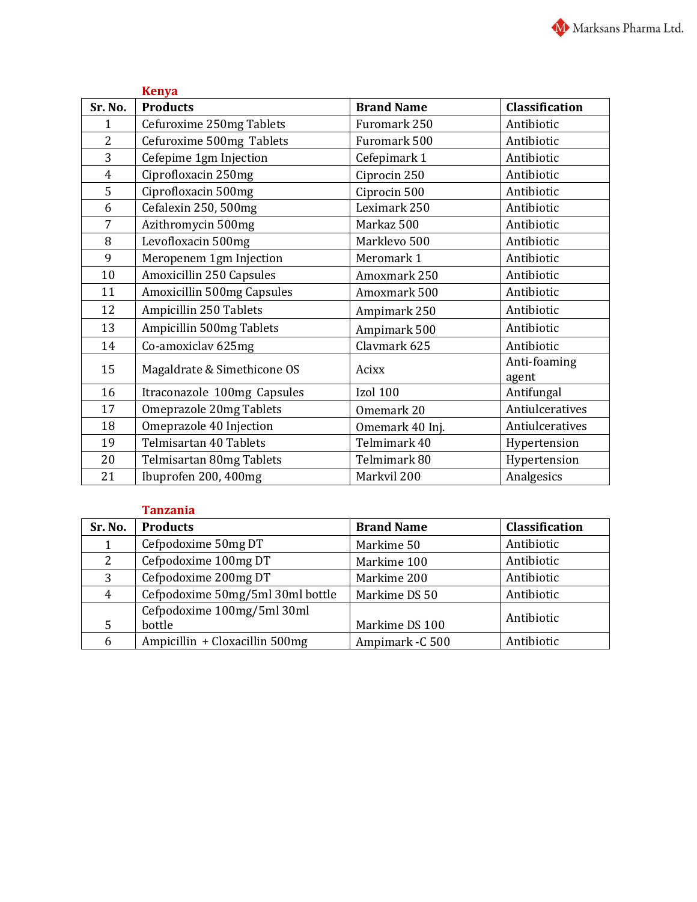## Kenya

| Sr. No. | Products | Brand Name | Classification |
|---|---|---|---|
| 1 | Cefuroxime 250mg Tablets | Furomark 250 | Antibiotic |
| 2 | Cefuroxime 500mg Tablets | Furomark 500 | Antibiotic |
| 3 | Cefepime 1gm Injection | Cefepimark 1 | Antibiotic |
| 4 | Ciprofloxacin 250mg | Ciprocin 250 | Antibiotic |
| 5 | Ciprofloxacin 500mg | Ciprocin 500 | Antibiotic |
| 6 | Cefalexin 250, 500mg | Leximark 250 | Antibiotic |
| 7 | Azithromycin 500mg | Markaz 500 | Antibiotic |
| 8 | Levofloxacin 500mg | Marklevo 500 | Antibiotic |
| 9 | Meropenem 1gm Injection | Meromark 1 | Antibiotic |
| 10 | Amoxicillin 250 Capsules | Amoxmark 250 | Antibiotic |
| 11 | Amoxicillin 500mg Capsules | Amoxmark 500 | Antibiotic |
| 12 | Ampicillin 250 Tablets | Ampimark 250 | Antibiotic |
| 13 | Ampicillin 500mg Tablets | Ampimark 500 | Antibiotic |
| 14 | Co-amoxiclav 625mg | Clavmark 625 | Antibiotic |
| 15 | Magaldrate & Simethicone OS | Acixx | Anti-foaming agent |
| 16 | Itraconazole 100mg Capsules | Izol 100 | Antifungal |
| 17 | Omeprazole 20mg Tablets | Omemark 20 | Antiulceratives |
| 18 | Omeprazole 40 Injection | Omemark 40 Inj. | Antiulceratives |
| 19 | Telmisartan 40 Tablets | Telmimark 40 | Hypertension |
| 20 | Telmisartan 80mg Tablets | Telmimark 80 | Hypertension |
| 21 | Ibuprofen 200, 400mg | Markvil 200 | Analgesics |

## Tanzania

| Sr. No. | Products | Brand Name | Classification |
|---|---|---|---|
| 1 | Cefpodoxime 50mg DT | Markime 50 | Antibiotic |
| 2 | Cefpodoxime 100mg DT | Markime 100 | Antibiotic |
| 3 | Cefpodoxime 200mg DT | Markime 200 | Antibiotic |
| 4 | Cefpodoxime 50mg/5ml 30ml bottle | Markime DS 50 | Antibiotic |
| 5 | Cefpodoxime 100mg/5ml 30ml bottle | Markime DS 100 | Antibiotic |
| 6 | Ampicillin + Cloxacillin 500mg | Ampimark -C 500 | Antibiotic |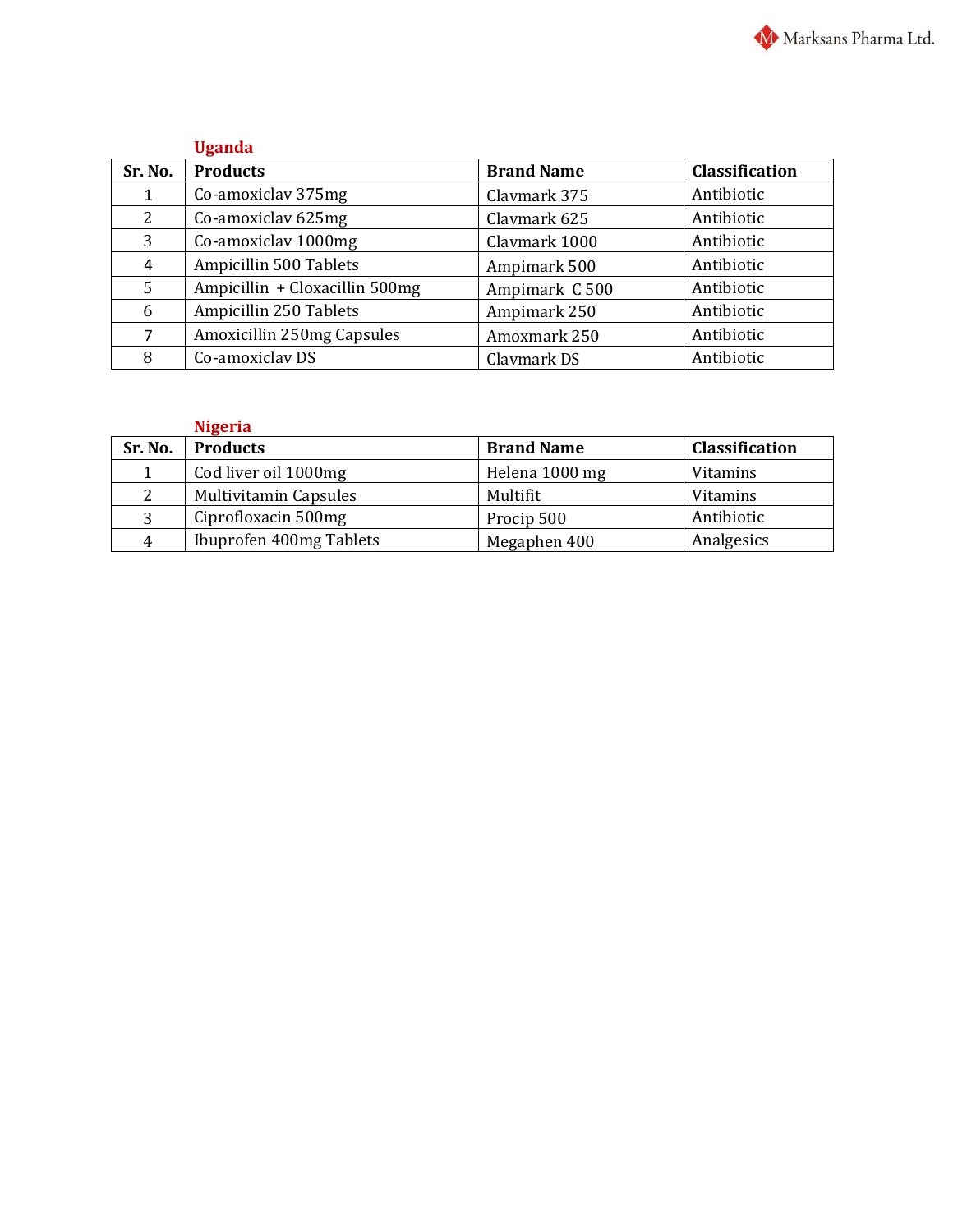### Uganda

| Sr. No. | Products | Brand Name | Classification |
|---|---|---|---|
| 1 | Co-amoxiclav 375mg | Clavmark 375 | Antibiotic |
| 2 | Co-amoxiclav 625mg | Clavmark 625 | Antibiotic |
| 3 | Co-amoxiclav 1000mg | Clavmark 1000 | Antibiotic |
| 4 | Ampicillin 500 Tablets | Ampimark 500 | Antibiotic |
| 5 | Ampicillin + Cloxacillin 500mg | Ampimark C 500 | Antibiotic |
| 6 | Ampicillin 250 Tablets | Ampimark 250 | Antibiotic |
| 7 | Amoxicillin 250mg Capsules | Amoxmark 250 | Antibiotic |
| 8 | Co-amoxiclav DS | Clavmark DS | Antibiotic |

### Nigeria

| Sr. No. | Products | Brand Name | Classification |
|---|---|---|---|
| 1 | Cod liver oil 1000mg | Helena 1000 mg | Vitamins |
| 2 | Multivitamin Capsules | Multifit | Vitamins |
| 3 | Ciprofloxacin 500mg | Procip 500 | Antibiotic |
| 4 | Ibuprofen 400mg Tablets | Megaphen 400 | Analgesics |